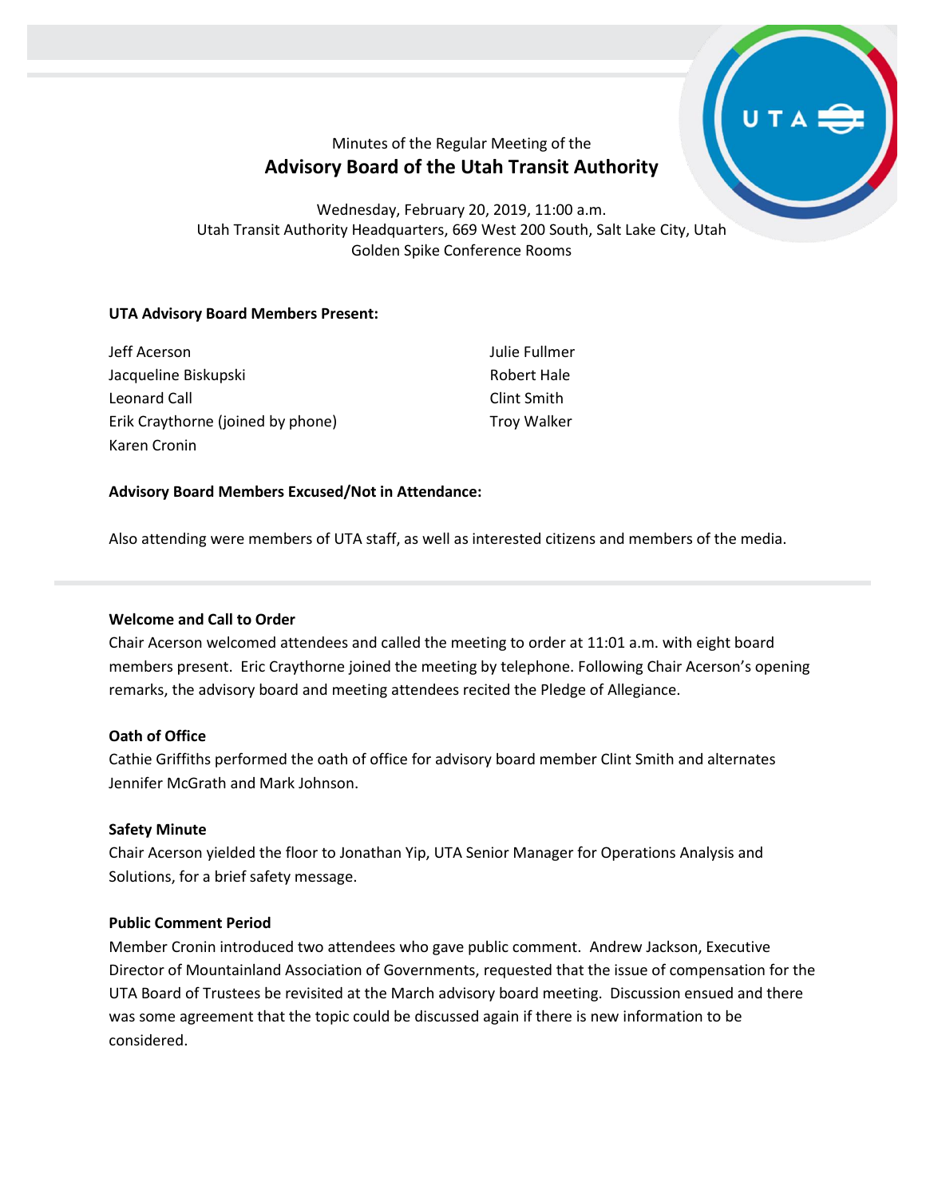Minutes of the Regular Meeting of the

# Advisory Board of the Utah Transit Authority

Wednesday, February 20, 2019, 11:00 a.m.
Utah Transit Authority Headquarters, 669 West 200 South, Salt Lake City, Utah
Golden Spike Conference Rooms

**UTA Advisory Board Members Present:**

Jeff Acerson
Jacqueline Biskupski
Leonard Call
Erik Craythorne (joined by phone)
Karen Cronin
Julie Fullmer
Robert Hale
Clint Smith
Troy Walker

**Advisory Board Members Excused/Not in Attendance:**

Also attending were members of UTA staff, as well as interested citizens and members of the media.

**Welcome and Call to Order**

Chair Acerson welcomed attendees and called the meeting to order at 11:01 a.m. with eight board members present. Eric Craythorne joined the meeting by telephone. Following Chair Acerson's opening remarks, the advisory board and meeting attendees recited the Pledge of Allegiance.

**Oath of Office**

Cathie Griffiths performed the oath of office for advisory board member Clint Smith and alternates Jennifer McGrath and Mark Johnson.

**Safety Minute**

Chair Acerson yielded the floor to Jonathan Yip, UTA Senior Manager for Operations Analysis and Solutions, for a brief safety message.

**Public Comment Period**

Member Cronin introduced two attendees who gave public comment. Andrew Jackson, Executive Director of Mountainland Association of Governments, requested that the issue of compensation for the UTA Board of Trustees be revisited at the March advisory board meeting. Discussion ensued and there was some agreement that the topic could be discussed again if there is new information to be considered.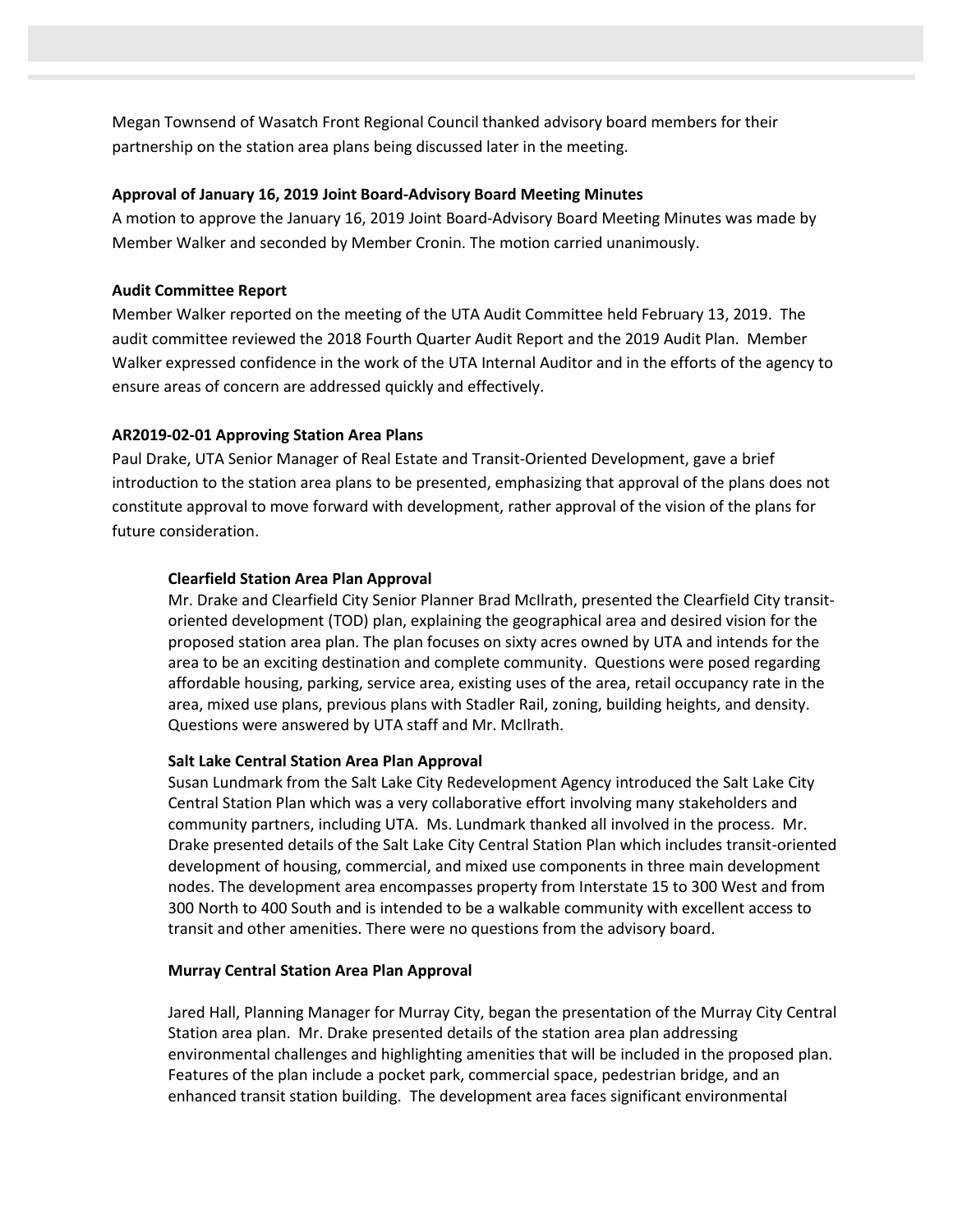Megan Townsend of Wasatch Front Regional Council thanked advisory board members for their partnership on the station area plans being discussed later in the meeting.

**Approval of January 16, 2019 Joint Board-Advisory Board Meeting Minutes**

A motion to approve the January 16, 2019 Joint Board-Advisory Board Meeting Minutes was made by Member Walker and seconded by Member Cronin. The motion carried unanimously.

**Audit Committee Report**

Member Walker reported on the meeting of the UTA Audit Committee held February 13, 2019. The audit committee reviewed the 2018 Fourth Quarter Audit Report and the 2019 Audit Plan. Member Walker expressed confidence in the work of the UTA Internal Auditor and in the efforts of the agency to ensure areas of concern are addressed quickly and effectively.

**AR2019-02-01 Approving Station Area Plans**

Paul Drake, UTA Senior Manager of Real Estate and Transit-Oriented Development, gave a brief introduction to the station area plans to be presented, emphasizing that approval of the plans does not constitute approval to move forward with development, rather approval of the vision of the plans for future consideration.

**Clearfield Station Area Plan Approval**

Mr. Drake and Clearfield City Senior Planner Brad McIlrath, presented the Clearfield City transit-oriented development (TOD) plan, explaining the geographical area and desired vision for the proposed station area plan. The plan focuses on sixty acres owned by UTA and intends for the area to be an exciting destination and complete community. Questions were posed regarding affordable housing, parking, service area, existing uses of the area, retail occupancy rate in the area, mixed use plans, previous plans with Stadler Rail, zoning, building heights, and density. Questions were answered by UTA staff and Mr. McIlrath.

**Salt Lake Central Station Area Plan Approval**

Susan Lundmark from the Salt Lake City Redevelopment Agency introduced the Salt Lake City Central Station Plan which was a very collaborative effort involving many stakeholders and community partners, including UTA. Ms. Lundmark thanked all involved in the process. Mr. Drake presented details of the Salt Lake City Central Station Plan which includes transit-oriented development of housing, commercial, and mixed use components in three main development nodes. The development area encompasses property from Interstate 15 to 300 West and from 300 North to 400 South and is intended to be a walkable community with excellent access to transit and other amenities. There were no questions from the advisory board.

**Murray Central Station Area Plan Approval**

Jared Hall, Planning Manager for Murray City, began the presentation of the Murray City Central Station area plan. Mr. Drake presented details of the station area plan addressing environmental challenges and highlighting amenities that will be included in the proposed plan. Features of the plan include a pocket park, commercial space, pedestrian bridge, and an enhanced transit station building. The development area faces significant environmental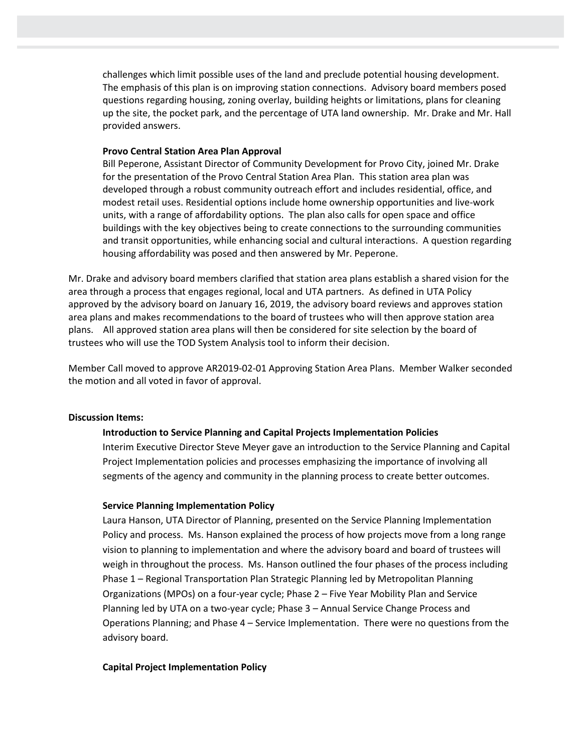challenges which limit possible uses of the land and preclude potential housing development. The emphasis of this plan is on improving station connections. Advisory board members posed questions regarding housing, zoning overlay, building heights or limitations, plans for cleaning up the site, the pocket park, and the percentage of UTA land ownership. Mr. Drake and Mr. Hall provided answers.

**Provo Central Station Area Plan Approval**

Bill Peperone, Assistant Director of Community Development for Provo City, joined Mr. Drake for the presentation of the Provo Central Station Area Plan. This station area plan was developed through a robust community outreach effort and includes residential, office, and modest retail uses. Residential options include home ownership opportunities and live-work units, with a range of affordability options. The plan also calls for open space and office buildings with the key objectives being to create connections to the surrounding communities and transit opportunities, while enhancing social and cultural interactions. A question regarding housing affordability was posed and then answered by Mr. Peperone.

Mr. Drake and advisory board members clarified that station area plans establish a shared vision for the area through a process that engages regional, local and UTA partners. As defined in UTA Policy approved by the advisory board on January 16, 2019, the advisory board reviews and approves station area plans and makes recommendations to the board of trustees who will then approve station area plans. All approved station area plans will then be considered for site selection by the board of trustees who will use the TOD System Analysis tool to inform their decision.

Member Call moved to approve AR2019-02-01 Approving Station Area Plans. Member Walker seconded the motion and all voted in favor of approval.

**Discussion Items:**

**Introduction to Service Planning and Capital Projects Implementation Policies**

Interim Executive Director Steve Meyer gave an introduction to the Service Planning and Capital Project Implementation policies and processes emphasizing the importance of involving all segments of the agency and community in the planning process to create better outcomes.

**Service Planning Implementation Policy**

Laura Hanson, UTA Director of Planning, presented on the Service Planning Implementation Policy and process. Ms. Hanson explained the process of how projects move from a long range vision to planning to implementation and where the advisory board and board of trustees will weigh in throughout the process. Ms. Hanson outlined the four phases of the process including Phase 1 – Regional Transportation Plan Strategic Planning led by Metropolitan Planning Organizations (MPOs) on a four-year cycle; Phase 2 – Five Year Mobility Plan and Service Planning led by UTA on a two-year cycle; Phase 3 – Annual Service Change Process and Operations Planning; and Phase 4 – Service Implementation. There were no questions from the advisory board.

**Capital Project Implementation Policy**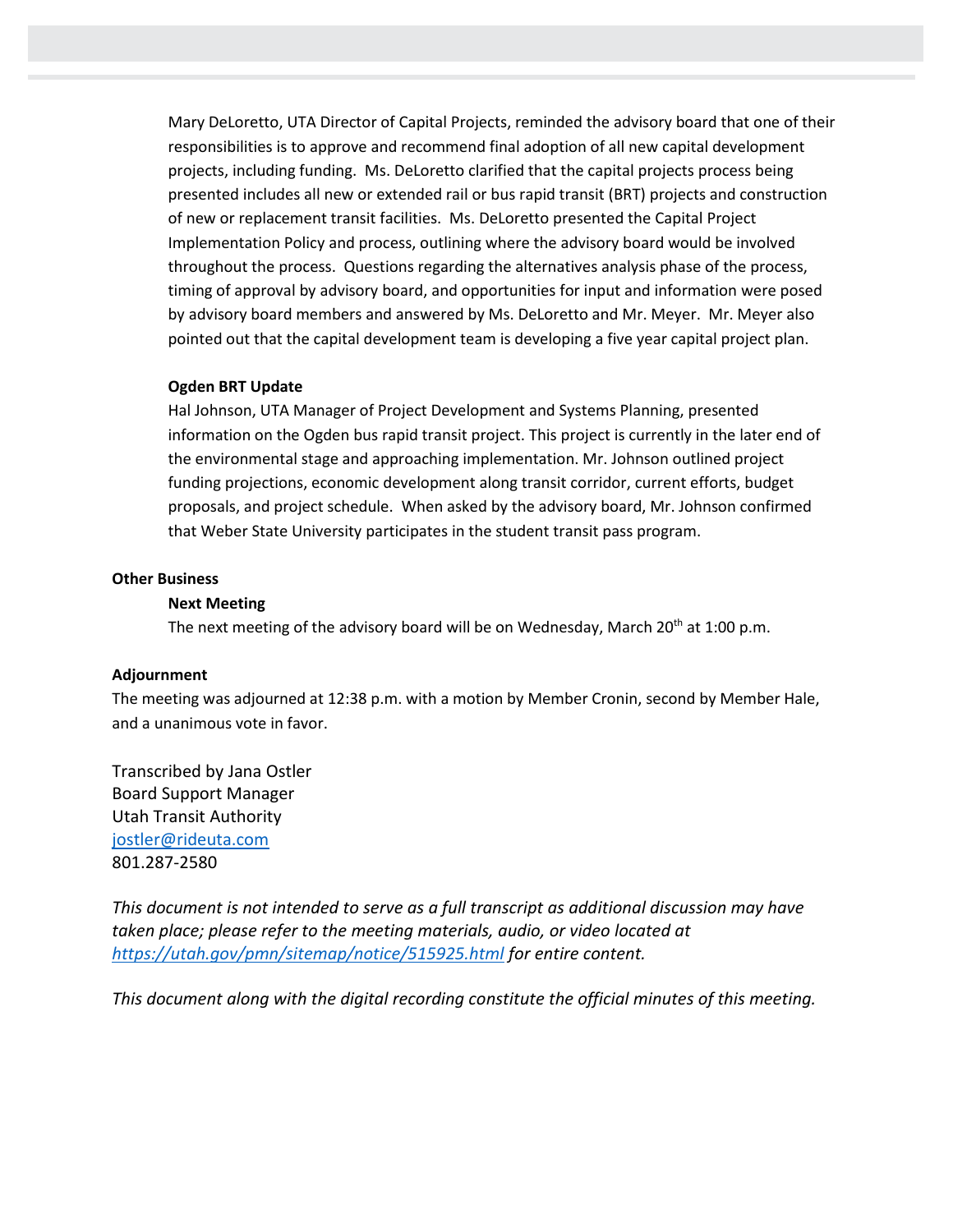Mary DeLoretto, UTA Director of Capital Projects, reminded the advisory board that one of their responsibilities is to approve and recommend final adoption of all new capital development projects, including funding. Ms. DeLoretto clarified that the capital projects process being presented includes all new or extended rail or bus rapid transit (BRT) projects and construction of new or replacement transit facilities. Ms. DeLoretto presented the Capital Project Implementation Policy and process, outlining where the advisory board would be involved throughout the process. Questions regarding the alternatives analysis phase of the process, timing of approval by advisory board, and opportunities for input and information were posed by advisory board members and answered by Ms. DeLoretto and Mr. Meyer. Mr. Meyer also pointed out that the capital development team is developing a five year capital project plan.

**Ogden BRT Update**

Hal Johnson, UTA Manager of Project Development and Systems Planning, presented information on the Ogden bus rapid transit project. This project is currently in the later end of the environmental stage and approaching implementation. Mr. Johnson outlined project funding projections, economic development along transit corridor, current efforts, budget proposals, and project schedule. When asked by the advisory board, Mr. Johnson confirmed that Weber State University participates in the student transit pass program.

**Other Business**

**Next Meeting**

The next meeting of the advisory board will be on Wednesday, March 20th at 1:00 p.m.

**Adjournment**

The meeting was adjourned at 12:38 p.m. with a motion by Member Cronin, second by Member Hale, and a unanimous vote in favor.

Transcribed by Jana Ostler
Board Support Manager
Utah Transit Authority
jostler@rideuta.com
801.287-2580

*This document is not intended to serve as a full transcript as additional discussion may have taken place; please refer to the meeting materials, audio, or video located at https://utah.gov/pmn/sitemap/notice/515925.html for entire content.*

*This document along with the digital recording constitute the official minutes of this meeting.*